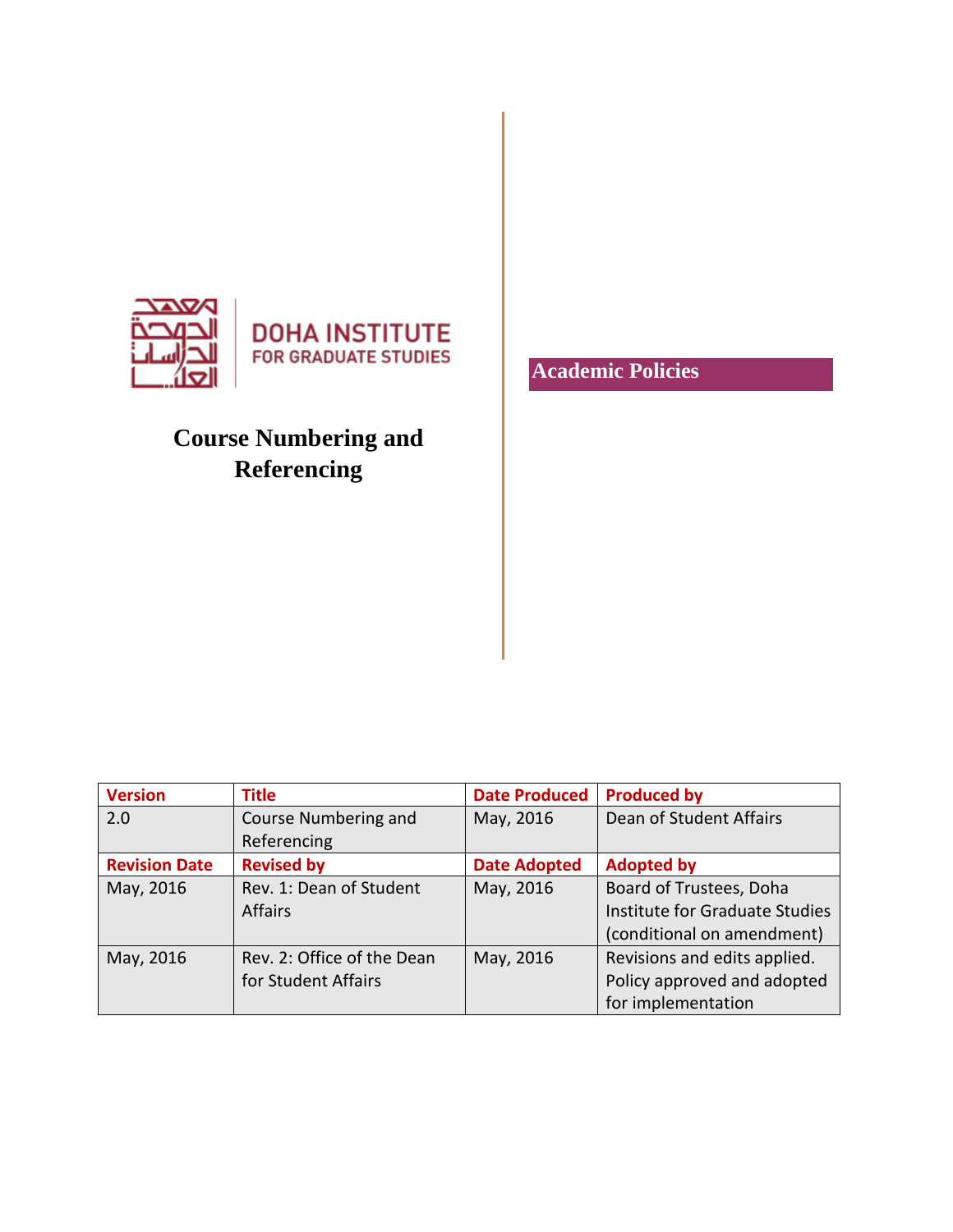DOHA INSTITUTE FOR GRADUATE STUDIES

# Course Numbering and Referencing

**Academic Policies**

| Version | Title | Date Produced | Produced by |
|---|---|---|---|
| 2.0 | Course Numbering and Referencing | May, 2016 | Dean of Student Affairs |
| **Revision Date** | **Revised by** | **Date Adopted** | **Adopted by** |
| May, 2016 | Rev. 1: Dean of Student Affairs | May, 2016 | Board of Trustees, Doha Institute for Graduate Studies (conditional on amendment) |
| May, 2016 | Rev. 2: Office of the Dean for Student Affairs | May, 2016 | Revisions and edits applied. Policy approved and adopted for implementation |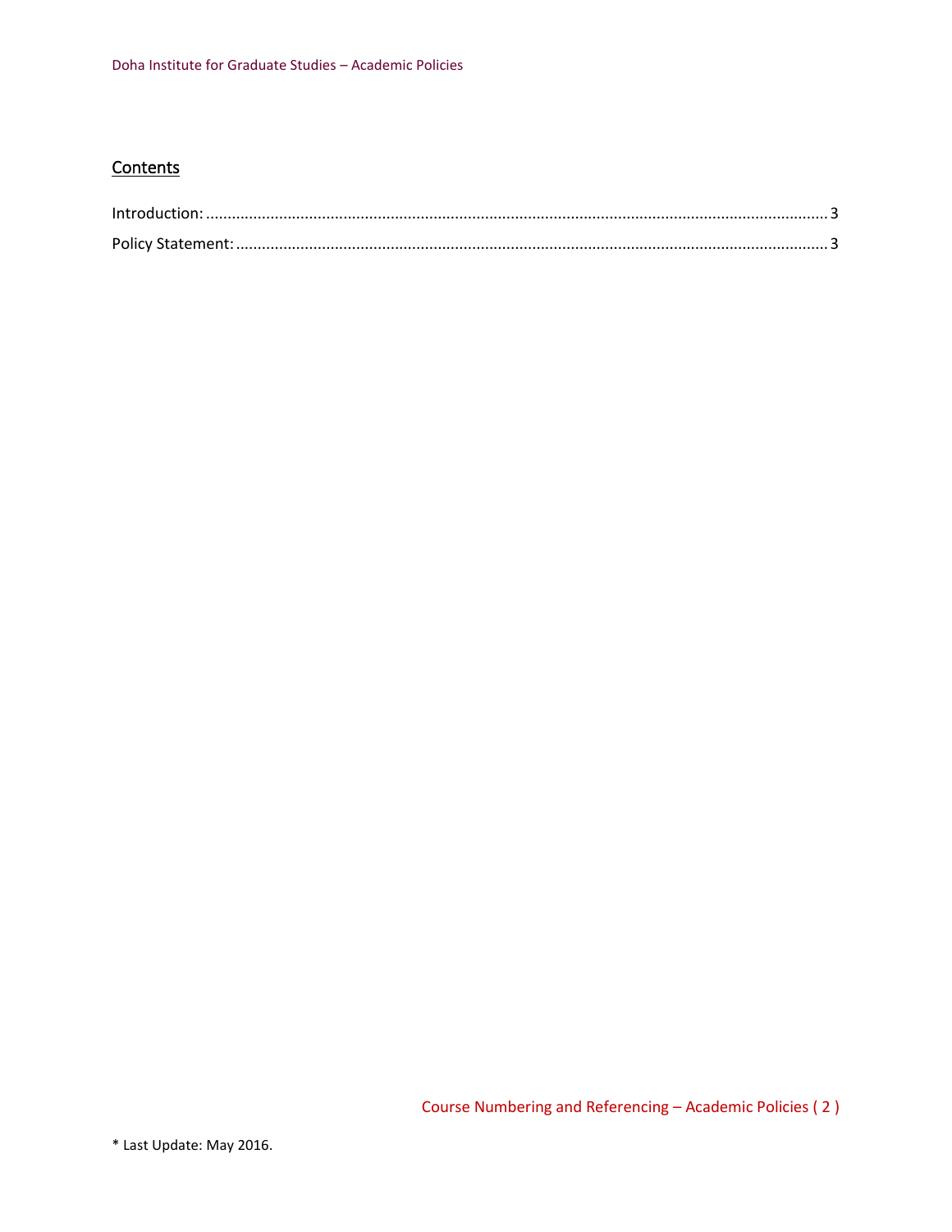## Contents

Introduction: ........................................................................................................................................ 3

Policy Statement: ................................................................................................................................ 3

* Last Update: May 2016.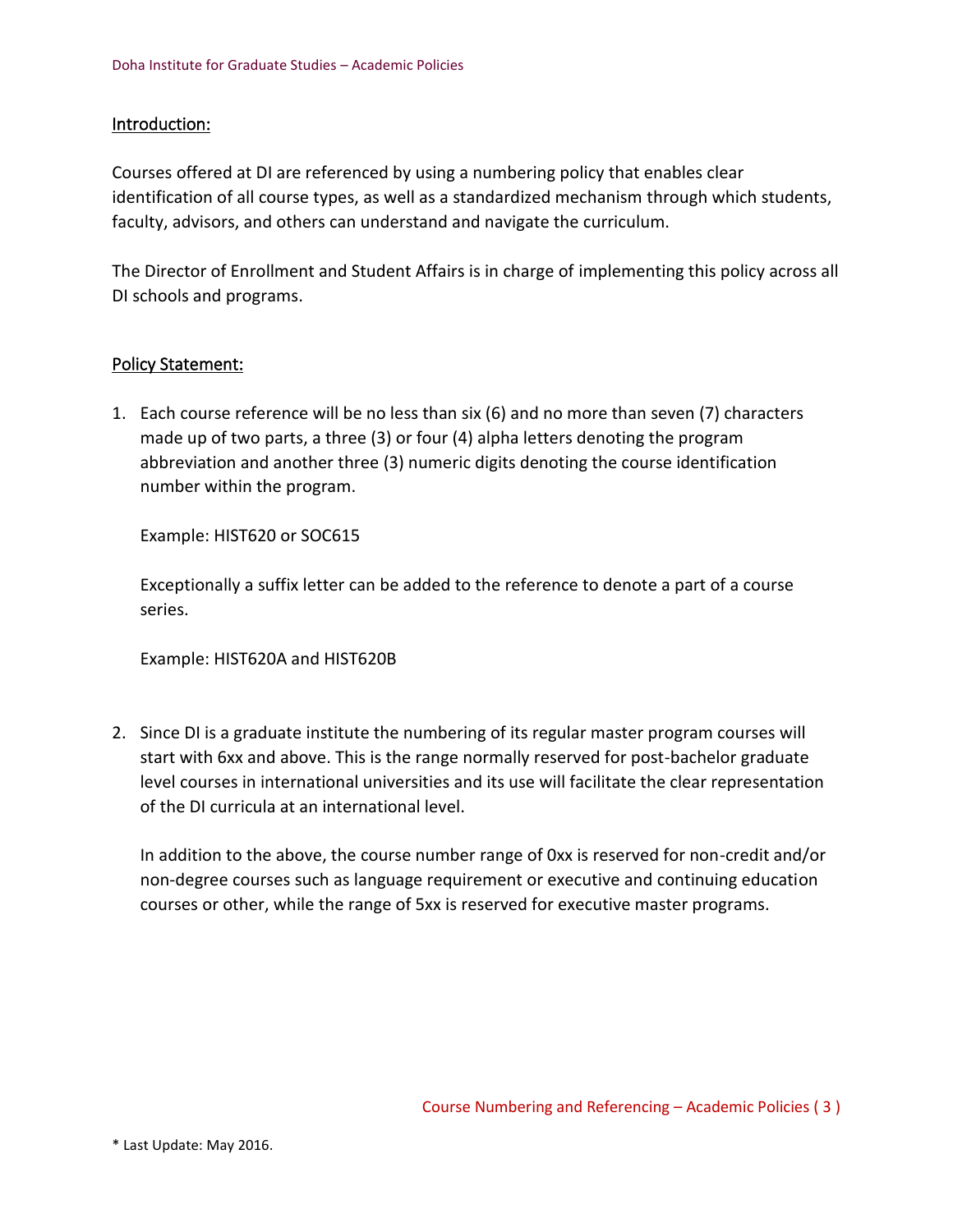## Introduction:

Courses offered at DI are referenced by using a numbering policy that enables clear identification of all course types, as well as a standardized mechanism through which students, faculty, advisors, and others can understand and navigate the curriculum.

The Director of Enrollment and Student Affairs is in charge of implementing this policy across all DI schools and programs.

## Policy Statement:

1. Each course reference will be no less than six (6) and no more than seven (7) characters made up of two parts, a three (3) or four (4) alpha letters denoting the program abbreviation and another three (3) numeric digits denoting the course identification number within the program.

   Example: HIST620 or SOC615

   Exceptionally a suffix letter can be added to the reference to denote a part of a course series.

   Example: HIST620A and HIST620B

2. Since DI is a graduate institute the numbering of its regular master program courses will start with 6xx and above. This is the range normally reserved for post-bachelor graduate level courses in international universities and its use will facilitate the clear representation of the DI curricula at an international level.

   In addition to the above, the course number range of 0xx is reserved for non-credit and/or non-degree courses such as language requirement or executive and continuing education courses or other, while the range of 5xx is reserved for executive master programs.

* Last Update: May 2016.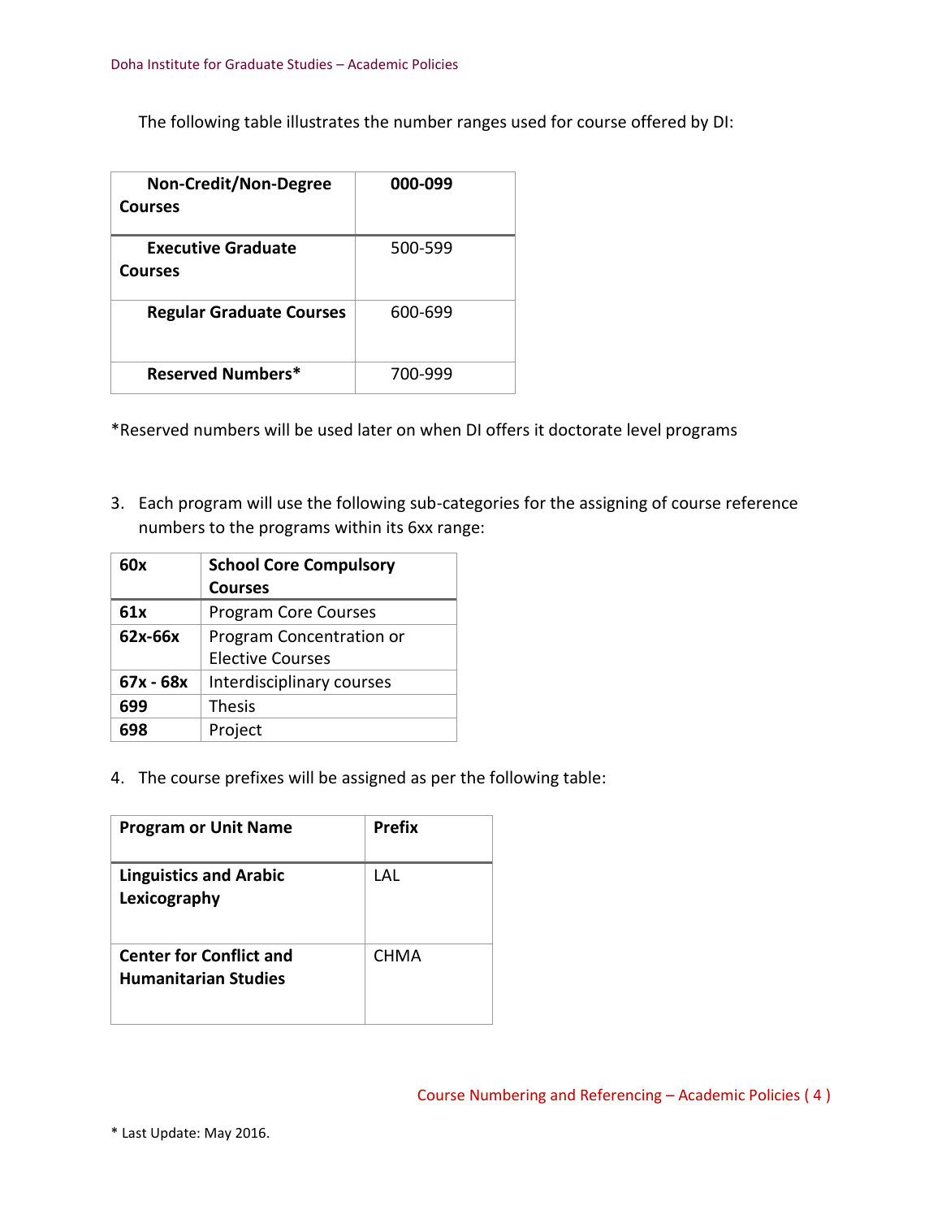The following table illustrates the number ranges used for course offered by DI:

| Non-Credit/Non-Degree Courses | 000-099 |
|---|---|
| **Executive Graduate Courses** | 500-599 |
| **Regular Graduate Courses** | 600-699 |
| **Reserved Numbers*** | 700-999 |

*Reserved numbers will be used later on when DI offers it doctorate level programs

3. Each program will use the following sub-categories for the assigning of course reference numbers to the programs within its 6xx range:

| 60x | School Core Compulsory Courses |
|---|---|
| **61x** | Program Core Courses |
| **62x-66x** | Program Concentration or Elective Courses |
| **67x - 68x** | Interdisciplinary courses |
| **699** | Thesis |
| **698** | Project |

4. The course prefixes will be assigned as per the following table:

| Program or Unit Name | Prefix |
|---|---|
| **Linguistics and Arabic Lexicography** | LAL |
| **Center for Conflict and Humanitarian Studies** | CHMA |

* Last Update: May 2016.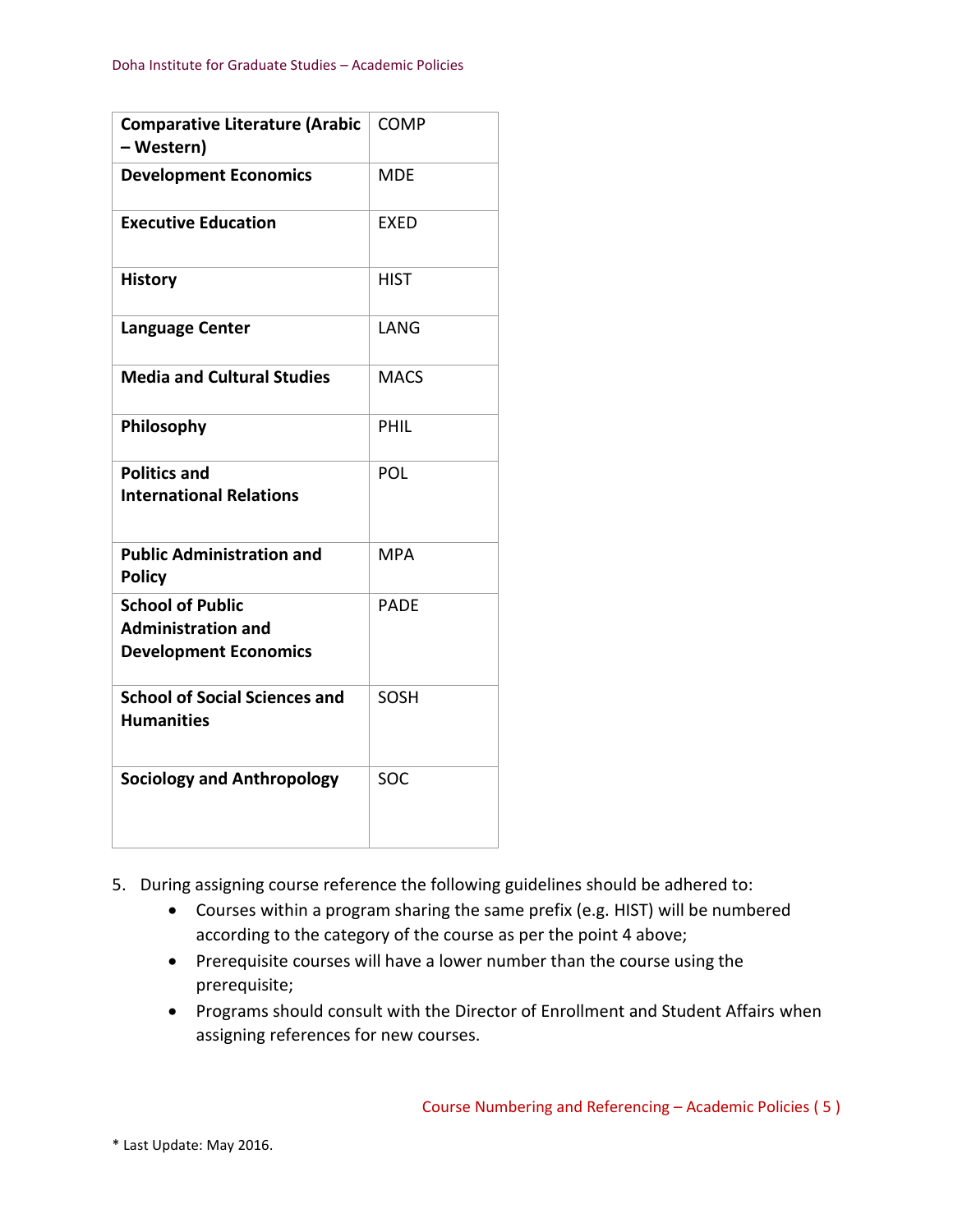| | |
|---|---|
| **Comparative Literature (Arabic – Western)** | COMP |
| **Development Economics** | MDE |
| **Executive Education** | EXED |
| **History** | HIST |
| **Language Center** | LANG |
| **Media and Cultural Studies** | MACS |
| **Philosophy** | PHIL |
| **Politics and International Relations** | POL |
| **Public Administration and Policy** | MPA |
| **School of Public Administration and Development Economics** | PADE |
| **School of Social Sciences and Humanities** | SOSH |
| **Sociology and Anthropology** | SOC |

5. During assigning course reference the following guidelines should be adhered to:
   - Courses within a program sharing the same prefix (e.g. HIST) will be numbered according to the category of the course as per the point 4 above;
   - Prerequisite courses will have a lower number than the course using the prerequisite;
   - Programs should consult with the Director of Enrollment and Student Affairs when assigning references for new courses.

* Last Update: May 2016.